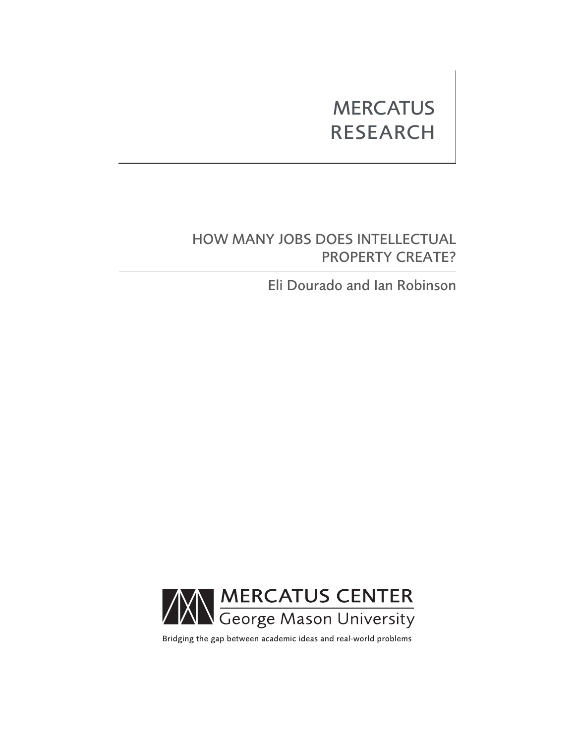MERCATUS RESEARCH

# HOW MANY JOBS DOES INTELLECTUAL PROPERTY CREATE?

Eli Dourado and Ian Robinson

MERCATUS CENTER
George Mason University

Bridging the gap between academic ideas and real-world problems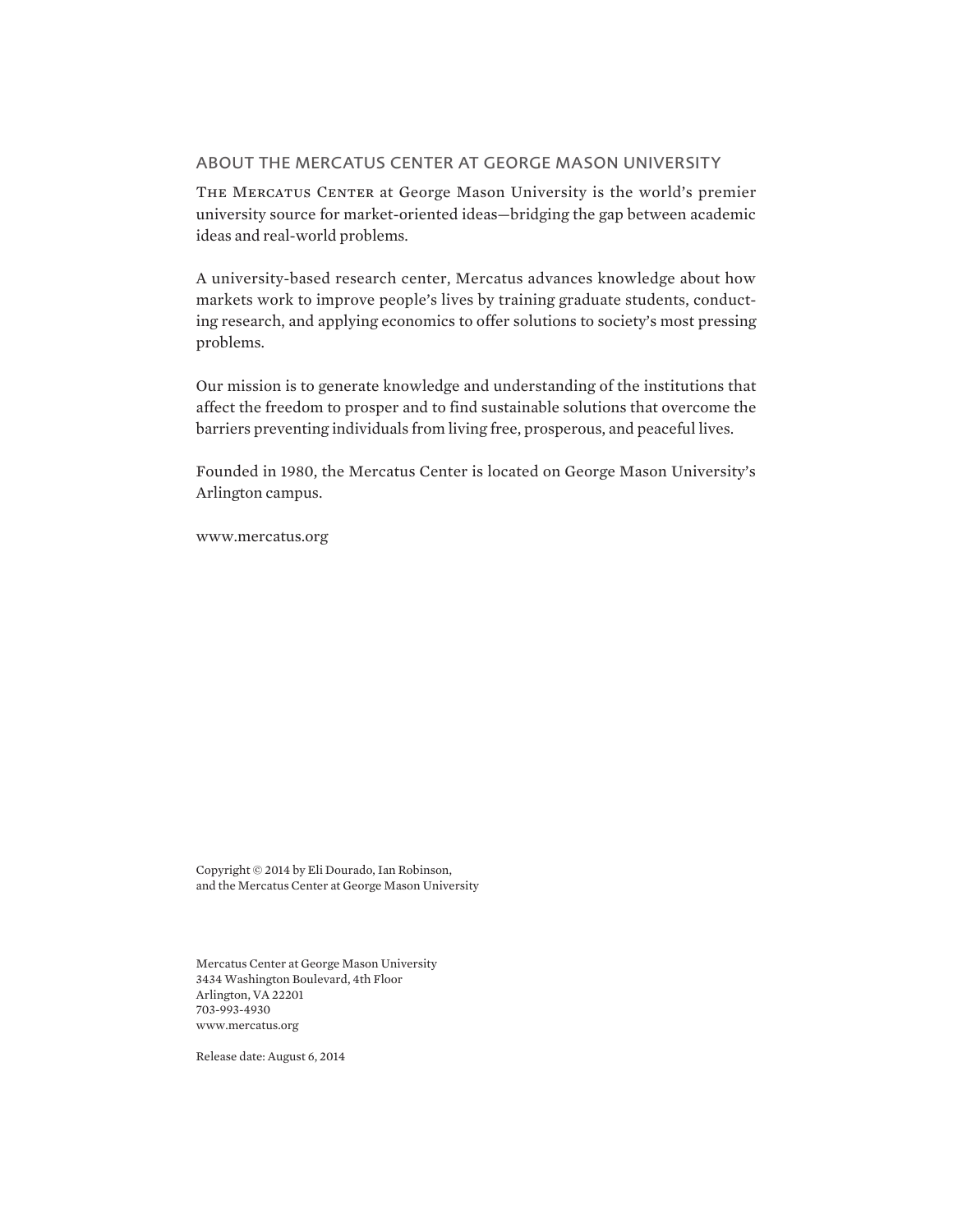## ABOUT THE MERCATUS CENTER AT GEORGE MASON UNIVERSITY

The Mercatus Center at George Mason University is the world's premier university source for market-oriented ideas—bridging the gap between academic ideas and real-world problems.

A university-based research center, Mercatus advances knowledge about how markets work to improve people's lives by training graduate students, conducting research, and applying economics to offer solutions to society's most pressing problems.

Our mission is to generate knowledge and understanding of the institutions that affect the freedom to prosper and to find sustainable solutions that overcome the barriers preventing individuals from living free, prosperous, and peaceful lives.

Founded in 1980, the Mercatus Center is located on George Mason University's Arlington campus.

www.mercatus.org

Copyright © 2014 by Eli Dourado, Ian Robinson,
and the Mercatus Center at George Mason University

Mercatus Center at George Mason University
3434 Washington Boulevard, 4th Floor
Arlington, VA 22201
703-993-4930
www.mercatus.org

Release date: August 6, 2014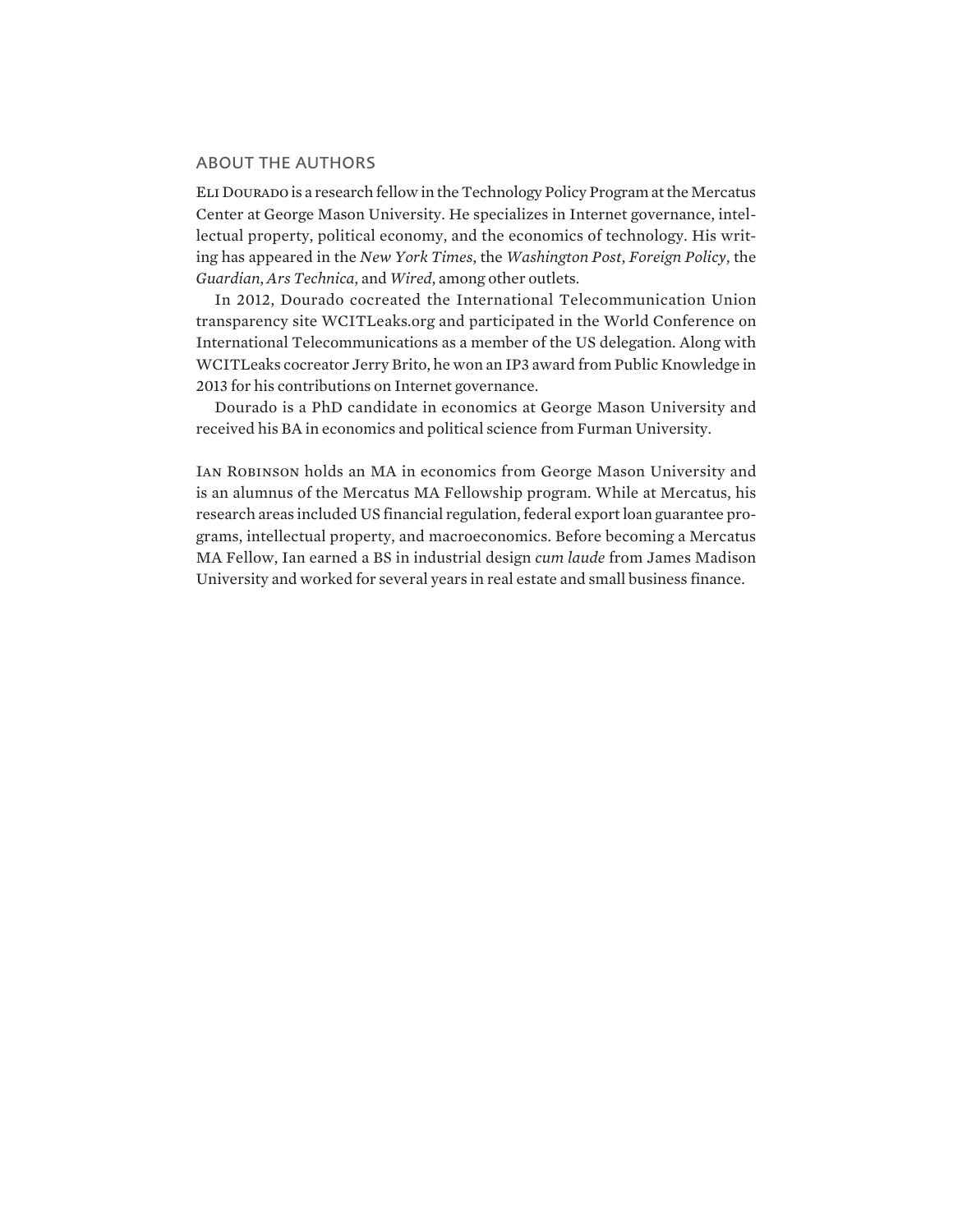## ABOUT THE AUTHORS

Eli Dourado is a research fellow in the Technology Policy Program at the Mercatus Center at George Mason University. He specializes in Internet governance, intellectual property, political economy, and the economics of technology. His writing has appeared in the *New York Times*, the *Washington Post*, *Foreign Policy*, the *Guardian*, *Ars Technica*, and *Wired*, among other outlets.

In 2012, Dourado cocreated the International Telecommunication Union transparency site WCITLeaks.org and participated in the World Conference on International Telecommunications as a member of the US delegation. Along with WCITLeaks cocreator Jerry Brito, he won an IP3 award from Public Knowledge in 2013 for his contributions on Internet governance.

Dourado is a PhD candidate in economics at George Mason University and received his BA in economics and political science from Furman University.

Ian Robinson holds an MA in economics from George Mason University and is an alumnus of the Mercatus MA Fellowship program. While at Mercatus, his research areas included US financial regulation, federal export loan guarantee programs, intellectual property, and macroeconomics. Before becoming a Mercatus MA Fellow, Ian earned a BS in industrial design *cum laude* from James Madison University and worked for several years in real estate and small business finance.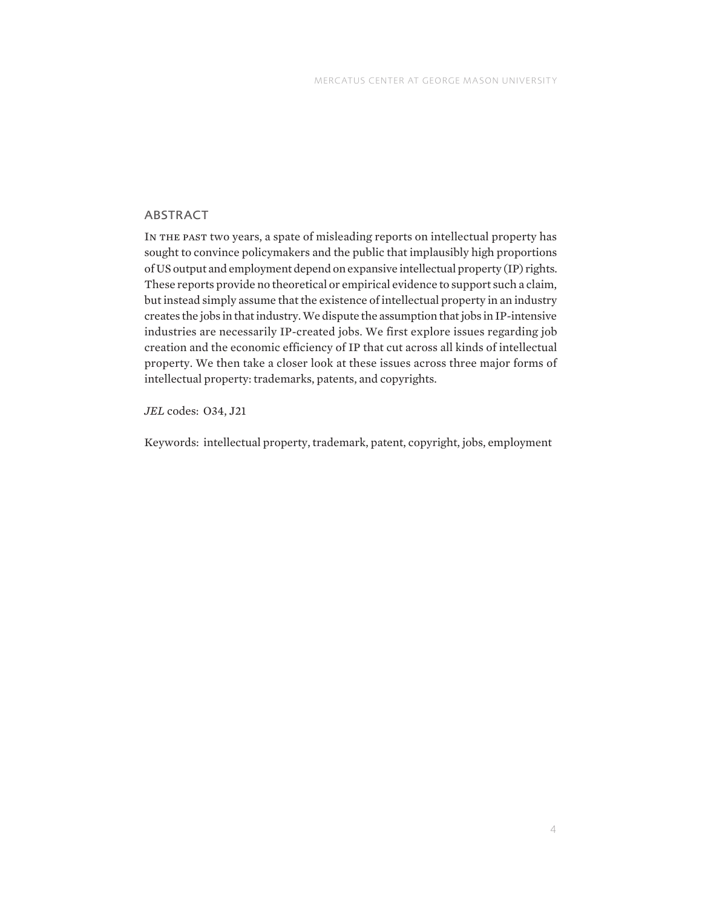## ABSTRACT

In the past two years, a spate of misleading reports on intellectual property has sought to convince policymakers and the public that implausibly high proportions of US output and employment depend on expansive intellectual property (IP) rights. These reports provide no theoretical or empirical evidence to support such a claim, but instead simply assume that the existence of intellectual property in an industry creates the jobs in that industry. We dispute the assumption that jobs in IP-intensive industries are necessarily IP-created jobs. We first explore issues regarding job creation and the economic efficiency of IP that cut across all kinds of intellectual property. We then take a closer look at these issues across three major forms of intellectual property: trademarks, patents, and copyrights.

*JEL* codes: O34, J21

Keywords: intellectual property, trademark, patent, copyright, jobs, employment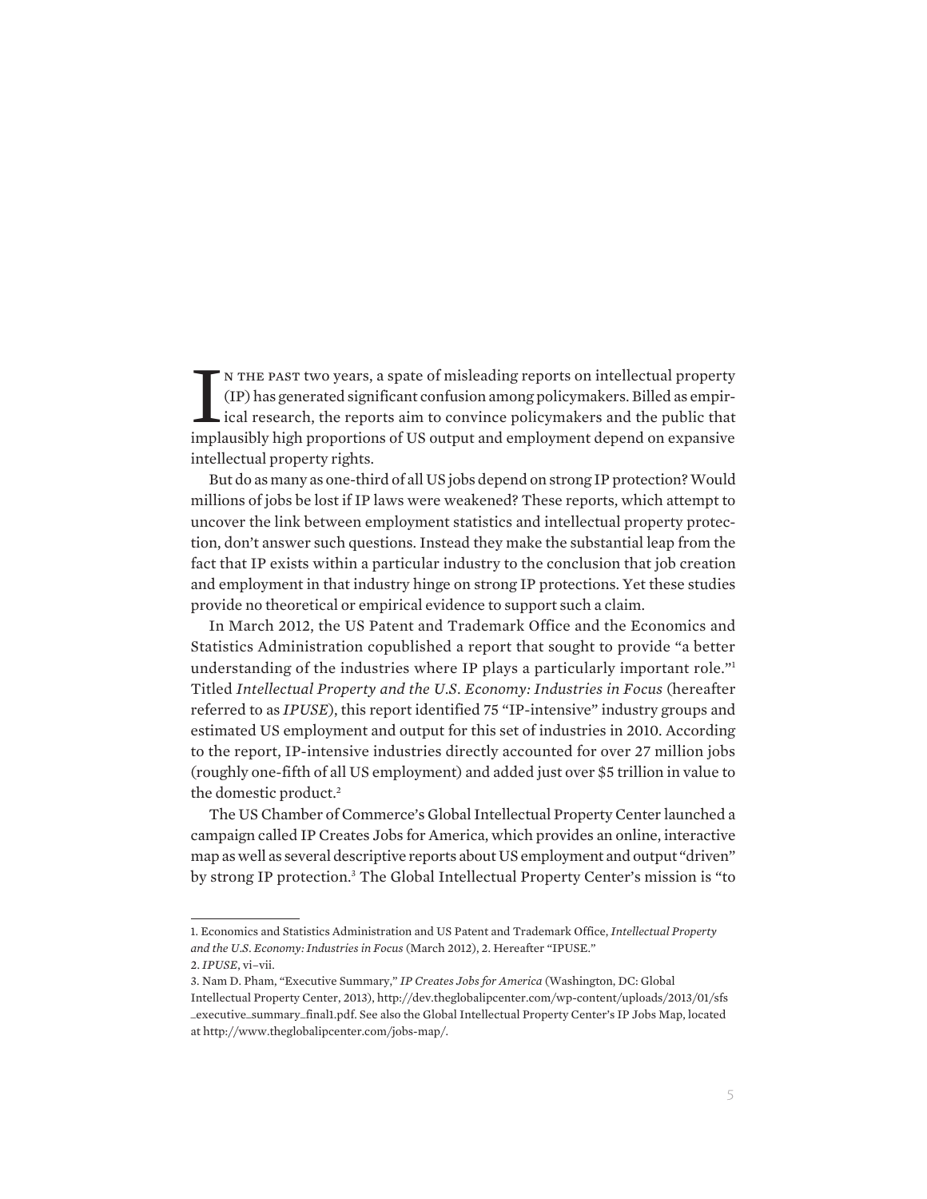In the past two years, a spate of misleading reports on intellectual property (IP) has generated significant confusion among policymakers. Billed as empirical research, the reports aim to convince policymakers and the public that implausibly high proportions of US output and employment depend on expansive intellectual property rights.

But do as many as one-third of all US jobs depend on strong IP protection? Would millions of jobs be lost if IP laws were weakened? These reports, which attempt to uncover the link between employment statistics and intellectual property protection, don't answer such questions. Instead they make the substantial leap from the fact that IP exists within a particular industry to the conclusion that job creation and employment in that industry hinge on strong IP protections. Yet these studies provide no theoretical or empirical evidence to support such a claim.

In March 2012, the US Patent and Trademark Office and the Economics and Statistics Administration copublished a report that sought to provide "a better understanding of the industries where IP plays a particularly important role."[1] Titled *Intellectual Property and the U.S. Economy: Industries in Focus* (hereafter referred to as *IPUSE*), this report identified 75 "IP-intensive" industry groups and estimated US employment and output for this set of industries in 2010. According to the report, IP-intensive industries directly accounted for over 27 million jobs (roughly one-fifth of all US employment) and added just over $5 trillion in value to the domestic product.[2]

The US Chamber of Commerce's Global Intellectual Property Center launched a campaign called IP Creates Jobs for America, which provides an online, interactive map as well as several descriptive reports about US employment and output "driven" by strong IP protection.[3] The Global Intellectual Property Center's mission is "to

---

1. Economics and Statistics Administration and US Patent and Trademark Office, *Intellectual Property and the U.S. Economy: Industries in Focus* (March 2012), 2. Hereafter "IPUSE."

2. *IPUSE*, vi–vii.

3. Nam D. Pham, "Executive Summary," *IP Creates Jobs for America* (Washington, DC: Global Intellectual Property Center, 2013), http://dev.theglobalipcenter.com/wp-content/uploads/2013/01/sfs_executive_summary_final1.pdf. See also the Global Intellectual Property Center's IP Jobs Map, located at http://www.theglobalipcenter.com/jobs-map/.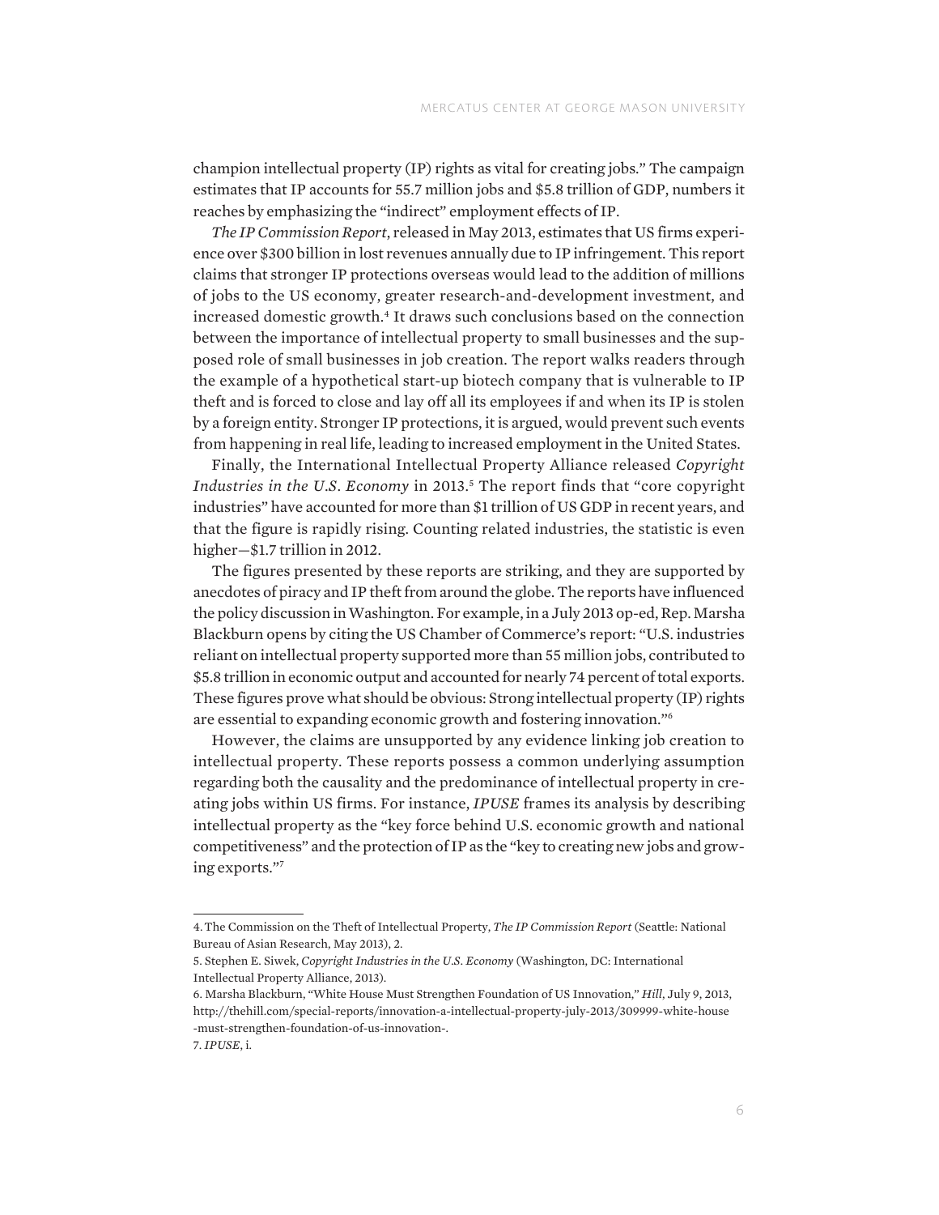champion intellectual property (IP) rights as vital for creating jobs." The campaign estimates that IP accounts for 55.7 million jobs and $5.8 trillion of GDP, numbers it reaches by emphasizing the "indirect" employment effects of IP.

*The IP Commission Report*, released in May 2013, estimates that US firms experience over $300 billion in lost revenues annually due to IP infringement. This report claims that stronger IP protections overseas would lead to the addition of millions of jobs to the US economy, greater research-and-development investment, and increased domestic growth.[4] It draws such conclusions based on the connection between the importance of intellectual property to small businesses and the supposed role of small businesses in job creation. The report walks readers through the example of a hypothetical start-up biotech company that is vulnerable to IP theft and is forced to close and lay off all its employees if and when its IP is stolen by a foreign entity. Stronger IP protections, it is argued, would prevent such events from happening in real life, leading to increased employment in the United States.

Finally, the International Intellectual Property Alliance released *Copyright Industries in the U.S. Economy* in 2013.[5] The report finds that "core copyright industries" have accounted for more than $1 trillion of US GDP in recent years, and that the figure is rapidly rising. Counting related industries, the statistic is even higher—$1.7 trillion in 2012.

The figures presented by these reports are striking, and they are supported by anecdotes of piracy and IP theft from around the globe. The reports have influenced the policy discussion in Washington. For example, in a July 2013 op-ed, Rep. Marsha Blackburn opens by citing the US Chamber of Commerce's report: "U.S. industries reliant on intellectual property supported more than 55 million jobs, contributed to $5.8 trillion in economic output and accounted for nearly 74 percent of total exports. These figures prove what should be obvious: Strong intellectual property (IP) rights are essential to expanding economic growth and fostering innovation."[6]

However, the claims are unsupported by any evidence linking job creation to intellectual property. These reports possess a common underlying assumption regarding both the causality and the predominance of intellectual property in creating jobs within US firms. For instance, *IPUSE* frames its analysis by describing intellectual property as the "key force behind U.S. economic growth and national competitiveness" and the protection of IP as the "key to creating new jobs and growing exports."[7]

---

4. The Commission on the Theft of Intellectual Property, *The IP Commission Report* (Seattle: National Bureau of Asian Research, May 2013), 2.

5. Stephen E. Siwek, *Copyright Industries in the U.S. Economy* (Washington, DC: International Intellectual Property Alliance, 2013).

6. Marsha Blackburn, "White House Must Strengthen Foundation of US Innovation," *Hill*, July 9, 2013, http://thehill.com/special-reports/innovation-a-intellectual-property-july-2013/309999-white-house-must-strengthen-foundation-of-us-innovation-.

7. *IPUSE*, i.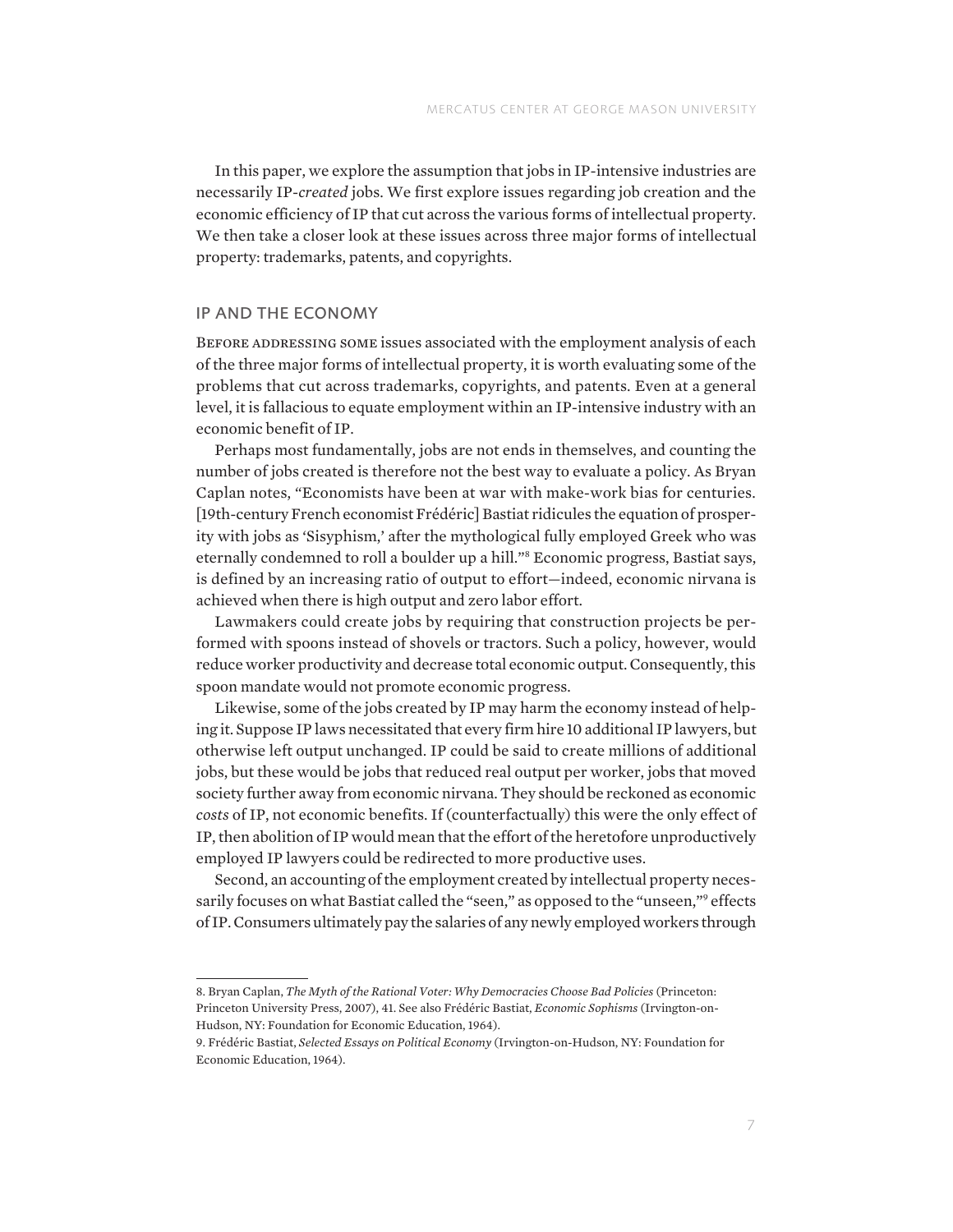In this paper, we explore the assumption that jobs in IP-intensive industries are necessarily IP-*created* jobs. We first explore issues regarding job creation and the economic efficiency of IP that cut across the various forms of intellectual property. We then take a closer look at these issues across three major forms of intellectual property: trademarks, patents, and copyrights.

## IP AND THE ECONOMY

Before addressing some issues associated with the employment analysis of each of the three major forms of intellectual property, it is worth evaluating some of the problems that cut across trademarks, copyrights, and patents. Even at a general level, it is fallacious to equate employment within an IP-intensive industry with an economic benefit of IP.

Perhaps most fundamentally, jobs are not ends in themselves, and counting the number of jobs created is therefore not the best way to evaluate a policy. As Bryan Caplan notes, "Economists have been at war with make-work bias for centuries. [19th-century French economist Frédéric] Bastiat ridicules the equation of prosperity with jobs as 'Sisyphism,' after the mythological fully employed Greek who was eternally condemned to roll a boulder up a hill."[8] Economic progress, Bastiat says, is defined by an increasing ratio of output to effort—indeed, economic nirvana is achieved when there is high output and zero labor effort.

Lawmakers could create jobs by requiring that construction projects be performed with spoons instead of shovels or tractors. Such a policy, however, would reduce worker productivity and decrease total economic output. Consequently, this spoon mandate would not promote economic progress.

Likewise, some of the jobs created by IP may harm the economy instead of helping it. Suppose IP laws necessitated that every firm hire 10 additional IP lawyers, but otherwise left output unchanged. IP could be said to create millions of additional jobs, but these would be jobs that reduced real output per worker, jobs that moved society further away from economic nirvana. They should be reckoned as economic *costs* of IP, not economic benefits. If (counterfactually) this were the only effect of IP, then abolition of IP would mean that the effort of the heretofore unproductively employed IP lawyers could be redirected to more productive uses.

Second, an accounting of the employment created by intellectual property necessarily focuses on what Bastiat called the "seen," as opposed to the "unseen,"[9] effects of IP. Consumers ultimately pay the salaries of any newly employed workers through

8. Bryan Caplan, *The Myth of the Rational Voter: Why Democracies Choose Bad Policies* (Princeton: Princeton University Press, 2007), 41. See also Frédéric Bastiat, *Economic Sophisms* (Irvington-on-Hudson, NY: Foundation for Economic Education, 1964).

9. Frédéric Bastiat, *Selected Essays on Political Economy* (Irvington-on-Hudson, NY: Foundation for Economic Education, 1964).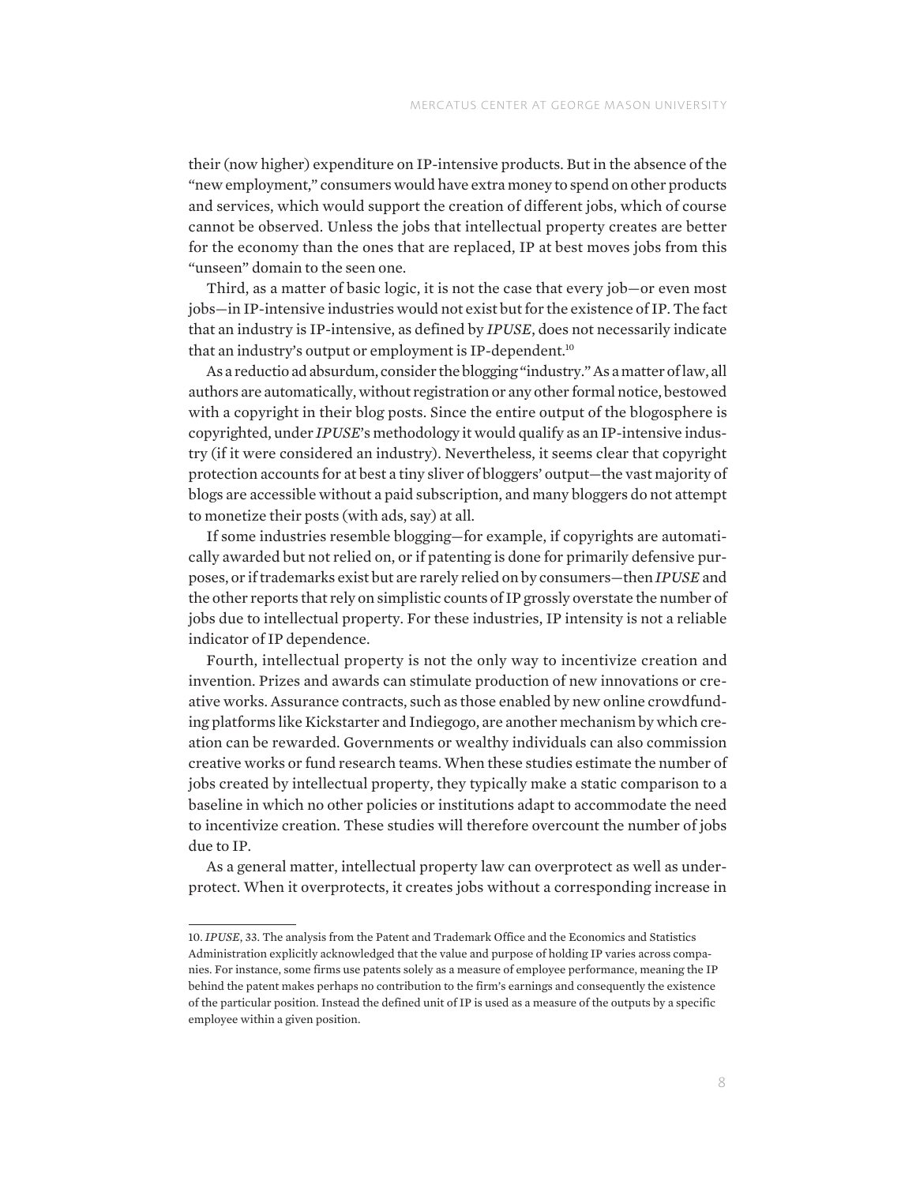their (now higher) expenditure on IP-intensive products. But in the absence of the "new employment," consumers would have extra money to spend on other products and services, which would support the creation of different jobs, which of course cannot be observed. Unless the jobs that intellectual property creates are better for the economy than the ones that are replaced, IP at best moves jobs from this "unseen" domain to the seen one.

Third, as a matter of basic logic, it is not the case that every job—or even most jobs—in IP-intensive industries would not exist but for the existence of IP. The fact that an industry is IP-intensive, as defined by *IPUSE*, does not necessarily indicate that an industry's output or employment is IP-dependent.[10]

As a reductio ad absurdum, consider the blogging "industry." As a matter of law, all authors are automatically, without registration or any other formal notice, bestowed with a copyright in their blog posts. Since the entire output of the blogosphere is copyrighted, under *IPUSE*'s methodology it would qualify as an IP-intensive industry (if it were considered an industry). Nevertheless, it seems clear that copyright protection accounts for at best a tiny sliver of bloggers' output—the vast majority of blogs are accessible without a paid subscription, and many bloggers do not attempt to monetize their posts (with ads, say) at all.

If some industries resemble blogging—for example, if copyrights are automatically awarded but not relied on, or if patenting is done for primarily defensive purposes, or if trademarks exist but are rarely relied on by consumers—then *IPUSE* and the other reports that rely on simplistic counts of IP grossly overstate the number of jobs due to intellectual property. For these industries, IP intensity is not a reliable indicator of IP dependence.

Fourth, intellectual property is not the only way to incentivize creation and invention. Prizes and awards can stimulate production of new innovations or creative works. Assurance contracts, such as those enabled by new online crowdfunding platforms like Kickstarter and Indiegogo, are another mechanism by which creation can be rewarded. Governments or wealthy individuals can also commission creative works or fund research teams. When these studies estimate the number of jobs created by intellectual property, they typically make a static comparison to a baseline in which no other policies or institutions adapt to accommodate the need to incentivize creation. These studies will therefore overcount the number of jobs due to IP.

As a general matter, intellectual property law can overprotect as well as underprotect. When it overprotects, it creates jobs without a corresponding increase in

---

10. *IPUSE*, 33. The analysis from the Patent and Trademark Office and the Economics and Statistics Administration explicitly acknowledged that the value and purpose of holding IP varies across companies. For instance, some firms use patents solely as a measure of employee performance, meaning the IP behind the patent makes perhaps no contribution to the firm's earnings and consequently the existence of the particular position. Instead the defined unit of IP is used as a measure of the outputs by a specific employee within a given position.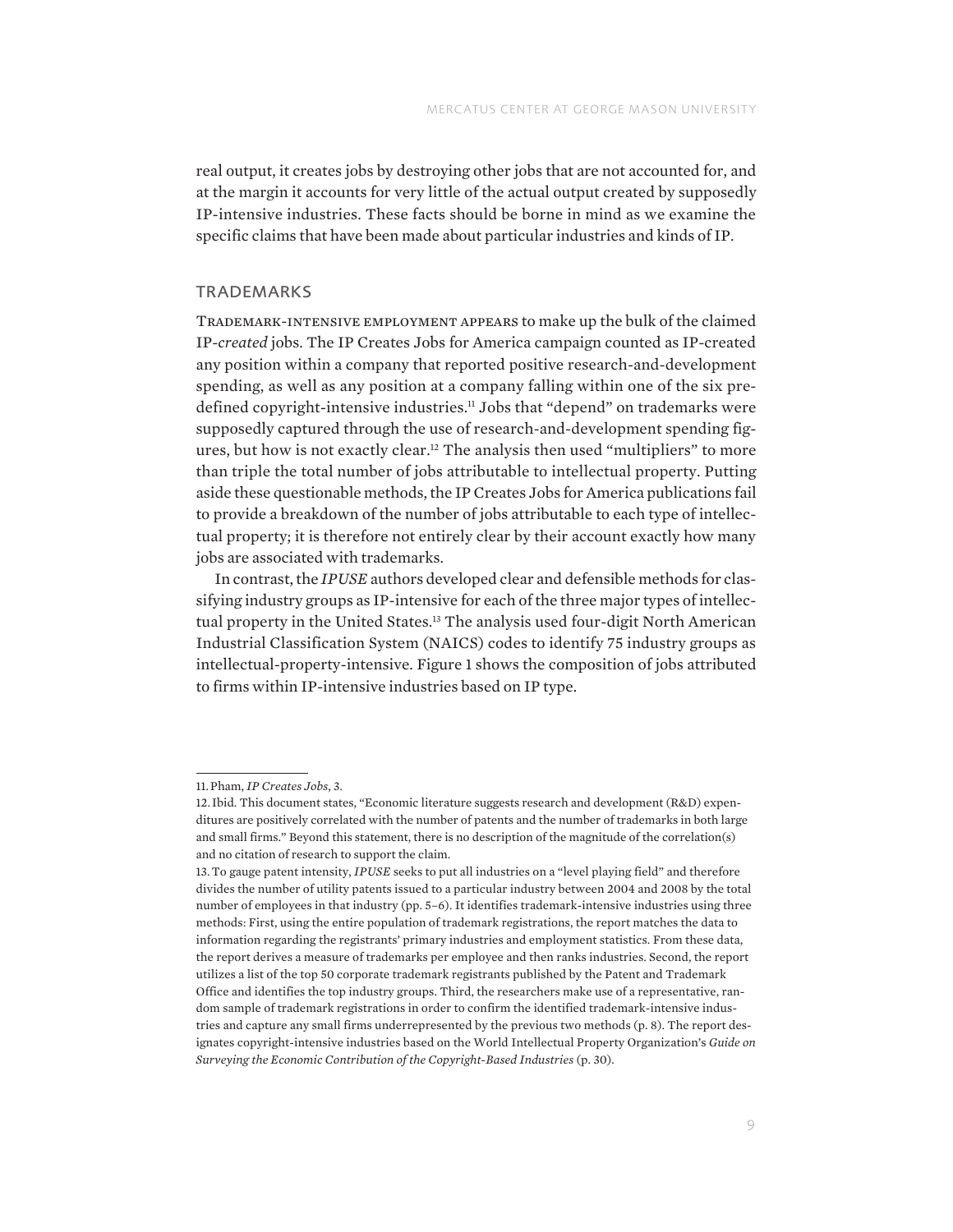real output, it creates jobs by destroying other jobs that are not accounted for, and at the margin it accounts for very little of the actual output created by supposedly IP-intensive industries. These facts should be borne in mind as we examine the specific claims that have been made about particular industries and kinds of IP.

## TRADEMARKS

Trademark-intensive employment appears to make up the bulk of the claimed IP-*created* jobs. The IP Creates Jobs for America campaign counted as IP-created any position within a company that reported positive research-and-development spending, as well as any position at a company falling within one of the six predefined copyright-intensive industries.[11] Jobs that "depend" on trademarks were supposedly captured through the use of research-and-development spending figures, but how is not exactly clear.[12] The analysis then used "multipliers" to more than triple the total number of jobs attributable to intellectual property. Putting aside these questionable methods, the IP Creates Jobs for America publications fail to provide a breakdown of the number of jobs attributable to each type of intellectual property; it is therefore not entirely clear by their account exactly how many jobs are associated with trademarks.

In contrast, the *IPUSE* authors developed clear and defensible methods for classifying industry groups as IP-intensive for each of the three major types of intellectual property in the United States.[13] The analysis used four-digit North American Industrial Classification System (NAICS) codes to identify 75 industry groups as intellectual-property-intensive. Figure 1 shows the composition of jobs attributed to firms within IP-intensive industries based on IP type.

---

11. Pham, *IP Creates Jobs*, 3.

12. Ibid. This document states, "Economic literature suggests research and development (R&D) expenditures are positively correlated with the number of patents and the number of trademarks in both large and small firms." Beyond this statement, there is no description of the magnitude of the correlation(s) and no citation of research to support the claim.

13. To gauge patent intensity, *IPUSE* seeks to put all industries on a "level playing field" and therefore divides the number of utility patents issued to a particular industry between 2004 and 2008 by the total number of employees in that industry (pp. 5–6). It identifies trademark-intensive industries using three methods: First, using the entire population of trademark registrations, the report matches the data to information regarding the registrants' primary industries and employment statistics. From these data, the report derives a measure of trademarks per employee and then ranks industries. Second, the report utilizes a list of the top 50 corporate trademark registrants published by the Patent and Trademark Office and identifies the top industry groups. Third, the researchers make use of a representative, random sample of trademark registrations in order to confirm the identified trademark-intensive industries and capture any small firms underrepresented by the previous two methods (p. 8). The report designates copyright-intensive industries based on the World Intellectual Property Organization's *Guide on Surveying the Economic Contribution of the Copyright-Based Industries* (p. 30).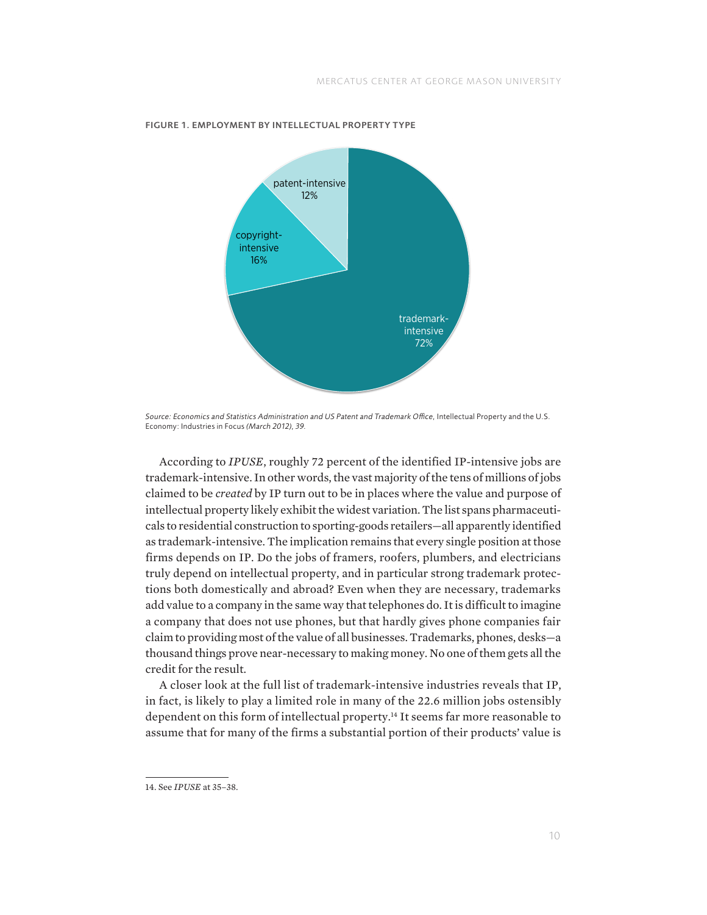**FIGURE 1. EMPLOYMENT BY INTELLECTUAL PROPERTY TYPE**

patent-intensive 12%

copyright-intensive 16%

trademark-intensive 72%

*Source: Economics and Statistics Administration and US Patent and Trademark Office*, Intellectual Property and the U.S. Economy: Industries in Focus *(March 2012), 39.*

According to *IPUSE*, roughly 72 percent of the identified IP-intensive jobs are trademark-intensive. In other words, the vast majority of the tens of millions of jobs claimed to be *created* by IP turn out to be in places where the value and purpose of intellectual property likely exhibit the widest variation. The list spans pharmaceuticals to residential construction to sporting-goods retailers—all apparently identified as trademark-intensive. The implication remains that every single position at those firms depends on IP. Do the jobs of framers, roofers, plumbers, and electricians truly depend on intellectual property, and in particular strong trademark protections both domestically and abroad? Even when they are necessary, trademarks add value to a company in the same way that telephones do. It is difficult to imagine a company that does not use phones, but that hardly gives phone companies fair claim to providing most of the value of all businesses. Trademarks, phones, desks—a thousand things prove near-necessary to making money. No one of them gets all the credit for the result.

A closer look at the full list of trademark-intensive industries reveals that IP, in fact, is likely to play a limited role in many of the 22.6 million jobs ostensibly dependent on this form of intellectual property.[14] It seems far more reasonable to assume that for many of the firms a substantial portion of their products' value is

14. See *IPUSE* at 35–38.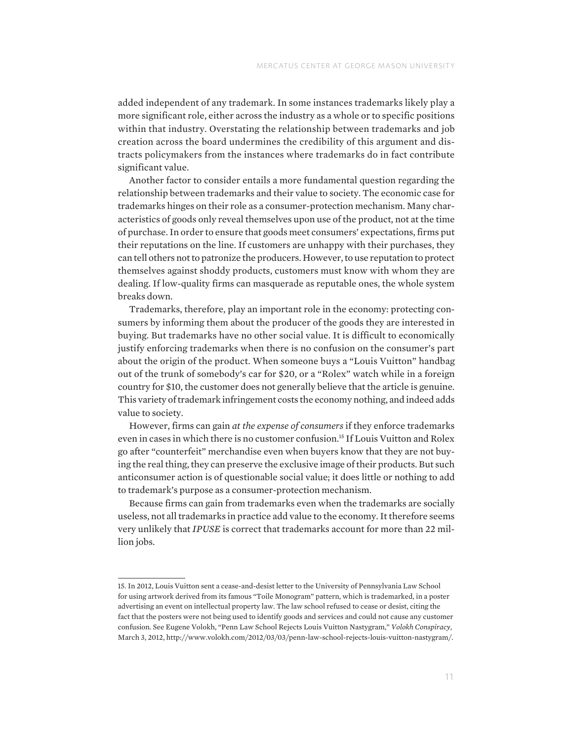added independent of any trademark. In some instances trademarks likely play a more significant role, either across the industry as a whole or to specific positions within that industry. Overstating the relationship between trademarks and job creation across the board undermines the credibility of this argument and distracts policymakers from the instances where trademarks do in fact contribute significant value.

Another factor to consider entails a more fundamental question regarding the relationship between trademarks and their value to society. The economic case for trademarks hinges on their role as a consumer-protection mechanism. Many characteristics of goods only reveal themselves upon use of the product, not at the time of purchase. In order to ensure that goods meet consumers' expectations, firms put their reputations on the line. If customers are unhappy with their purchases, they can tell others not to patronize the producers. However, to use reputation to protect themselves against shoddy products, customers must know with whom they are dealing. If low-quality firms can masquerade as reputable ones, the whole system breaks down.

Trademarks, therefore, play an important role in the economy: protecting consumers by informing them about the producer of the goods they are interested in buying. But trademarks have no other social value. It is difficult to economically justify enforcing trademarks when there is no confusion on the consumer's part about the origin of the product. When someone buys a "Louis Vuitton" handbag out of the trunk of somebody's car for $20, or a "Rolex" watch while in a foreign country for $10, the customer does not generally believe that the article is genuine. This variety of trademark infringement costs the economy nothing, and indeed adds value to society.

However, firms can gain *at the expense of consumers* if they enforce trademarks even in cases in which there is no customer confusion.[15] If Louis Vuitton and Rolex go after "counterfeit" merchandise even when buyers know that they are not buying the real thing, they can preserve the exclusive image of their products. But such anticonsumer action is of questionable social value; it does little or nothing to add to trademark's purpose as a consumer-protection mechanism.

Because firms can gain from trademarks even when the trademarks are socially useless, not all trademarks in practice add value to the economy. It therefore seems very unlikely that *IPUSE* is correct that trademarks account for more than 22 million jobs.

---

15. In 2012, Louis Vuitton sent a cease-and-desist letter to the University of Pennsylvania Law School for using artwork derived from its famous "Toile Monogram" pattern, which is trademarked, in a poster advertising an event on intellectual property law. The law school refused to cease or desist, citing the fact that the posters were not being used to identify goods and services and could not cause any customer confusion. See Eugene Volokh, "Penn Law School Rejects Louis Vuitton Nastygram," *Volokh Conspiracy*, March 3, 2012, http://www.volokh.com/2012/03/03/penn-law-school-rejects-louis-vuitton-nastygram/.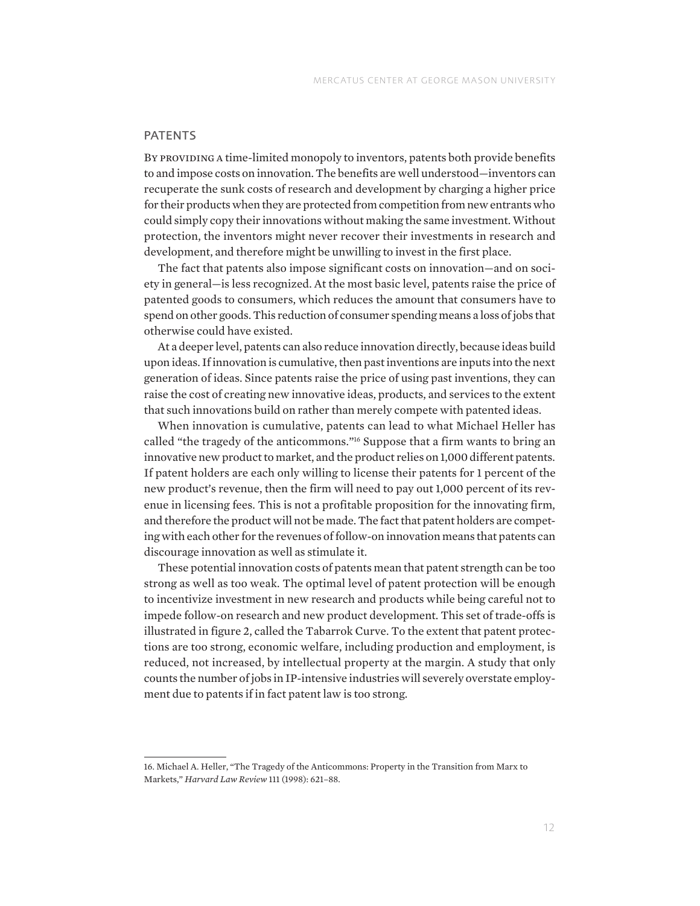## PATENTS

By providing a time-limited monopoly to inventors, patents both provide benefits to and impose costs on innovation. The benefits are well understood—inventors can recuperate the sunk costs of research and development by charging a higher price for their products when they are protected from competition from new entrants who could simply copy their innovations without making the same investment. Without protection, the inventors might never recover their investments in research and development, and therefore might be unwilling to invest in the first place.

The fact that patents also impose significant costs on innovation—and on society in general—is less recognized. At the most basic level, patents raise the price of patented goods to consumers, which reduces the amount that consumers have to spend on other goods. This reduction of consumer spending means a loss of jobs that otherwise could have existed.

At a deeper level, patents can also reduce innovation directly, because ideas build upon ideas. If innovation is cumulative, then past inventions are inputs into the next generation of ideas. Since patents raise the price of using past inventions, they can raise the cost of creating new innovative ideas, products, and services to the extent that such innovations build on rather than merely compete with patented ideas.

When innovation is cumulative, patents can lead to what Michael Heller has called "the tragedy of the anticommons."[16] Suppose that a firm wants to bring an innovative new product to market, and the product relies on 1,000 different patents. If patent holders are each only willing to license their patents for 1 percent of the new product's revenue, then the firm will need to pay out 1,000 percent of its revenue in licensing fees. This is not a profitable proposition for the innovating firm, and therefore the product will not be made. The fact that patent holders are competing with each other for the revenues of follow-on innovation means that patents can discourage innovation as well as stimulate it.

These potential innovation costs of patents mean that patent strength can be too strong as well as too weak. The optimal level of patent protection will be enough to incentivize investment in new research and products while being careful not to impede follow-on research and new product development. This set of trade-offs is illustrated in figure 2, called the Tabarrok Curve. To the extent that patent protections are too strong, economic welfare, including production and employment, is reduced, not increased, by intellectual property at the margin. A study that only counts the number of jobs in IP-intensive industries will severely overstate employment due to patents if in fact patent law is too strong.

16. Michael A. Heller, "The Tragedy of the Anticommons: Property in the Transition from Marx to Markets," *Harvard Law Review* 111 (1998): 621–88.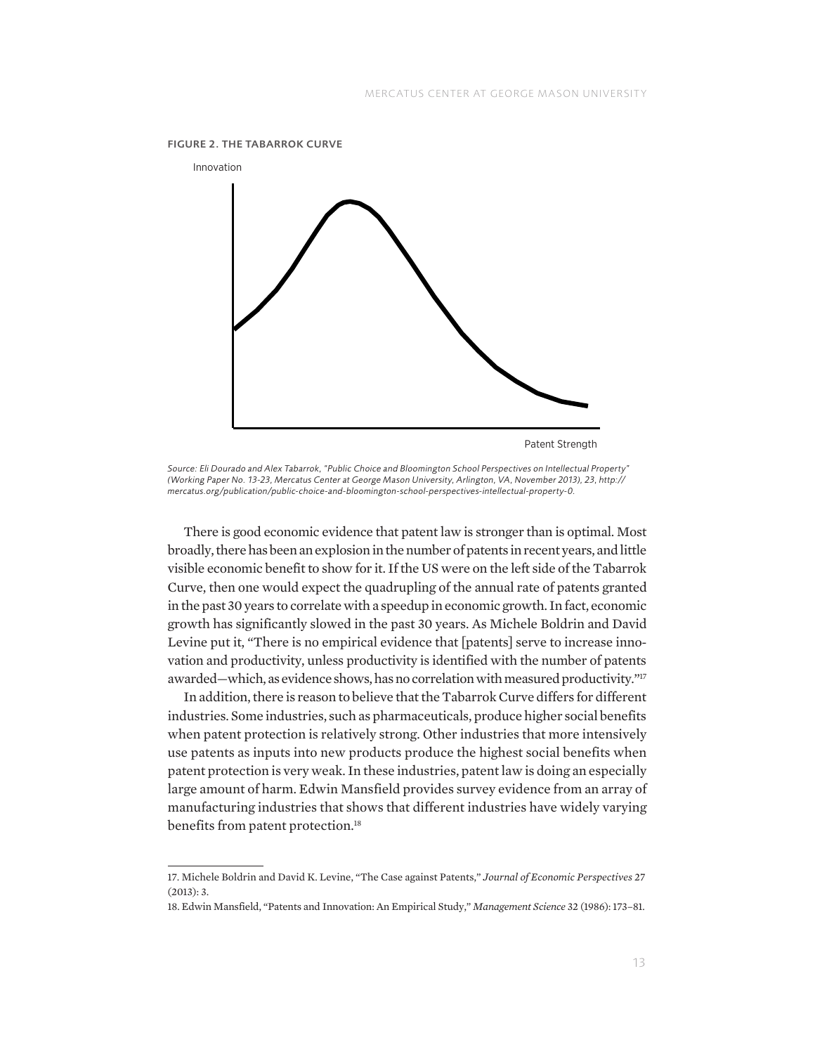**FIGURE 2. THE TABARROK CURVE**

Innovation

Patent Strength

*Source: Eli Dourado and Alex Tabarrok, "Public Choice and Bloomington School Perspectives on Intellectual Property" (Working Paper No. 13-23, Mercatus Center at George Mason University, Arlington, VA, November 2013), 23, http://mercatus.org/publication/public-choice-and-bloomington-school-perspectives-intellectual-property-0.*

There is good economic evidence that patent law is stronger than is optimal. Most broadly, there has been an explosion in the number of patents in recent years, and little visible economic benefit to show for it. If the US were on the left side of the Tabarrok Curve, then one would expect the quadrupling of the annual rate of patents granted in the past 30 years to correlate with a speedup in economic growth. In fact, economic growth has significantly slowed in the past 30 years. As Michele Boldrin and David Levine put it, "There is no empirical evidence that [patents] serve to increase innovation and productivity, unless productivity is identified with the number of patents awarded—which, as evidence shows, has no correlation with measured productivity."[17]

In addition, there is reason to believe that the Tabarrok Curve differs for different industries. Some industries, such as pharmaceuticals, produce higher social benefits when patent protection is relatively strong. Other industries that more intensively use patents as inputs into new products produce the highest social benefits when patent protection is very weak. In these industries, patent law is doing an especially large amount of harm. Edwin Mansfield provides survey evidence from an array of manufacturing industries that shows that different industries have widely varying benefits from patent protection.[18]

---

17. Michele Boldrin and David K. Levine, "The Case against Patents," *Journal of Economic Perspectives* 27 (2013): 3.

18. Edwin Mansfield, "Patents and Innovation: An Empirical Study," *Management Science* 32 (1986): 173–81.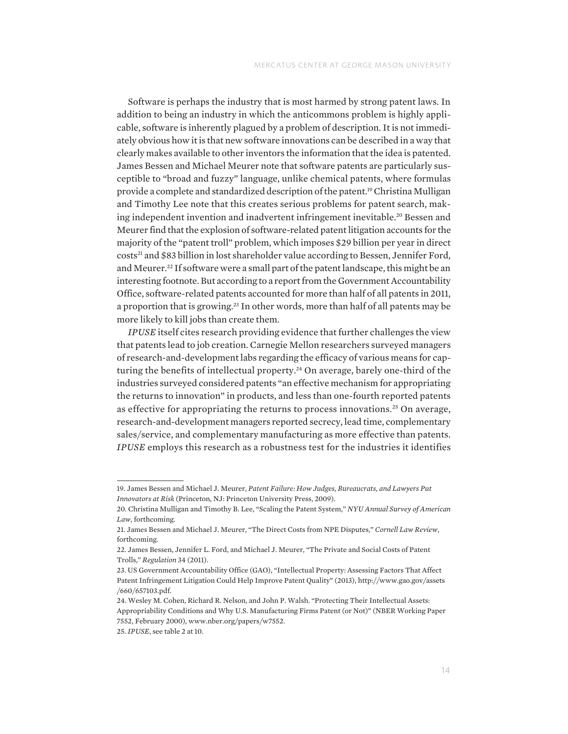Software is perhaps the industry that is most harmed by strong patent laws. In addition to being an industry in which the anticommons problem is highly applicable, software is inherently plagued by a problem of description. It is not immediately obvious how it is that new software innovations can be described in a way that clearly makes available to other inventors the information that the idea is patented. James Bessen and Michael Meurer note that software patents are particularly susceptible to "broad and fuzzy" language, unlike chemical patents, where formulas provide a complete and standardized description of the patent.[19] Christina Mulligan and Timothy Lee note that this creates serious problems for patent search, making independent invention and inadvertent infringement inevitable.[20] Bessen and Meurer find that the explosion of software-related patent litigation accounts for the majority of the "patent troll" problem, which imposes $29 billion per year in direct costs[21] and $83 billion in lost shareholder value according to Bessen, Jennifer Ford, and Meurer.[22] If software were a small part of the patent landscape, this might be an interesting footnote. But according to a report from the Government Accountability Office, software-related patents accounted for more than half of all patents in 2011, a proportion that is growing.[23] In other words, more than half of all patents may be more likely to kill jobs than create them.

*IPUSE* itself cites research providing evidence that further challenges the view that patents lead to job creation. Carnegie Mellon researchers surveyed managers of research-and-development labs regarding the efficacy of various means for capturing the benefits of intellectual property.[24] On average, barely one-third of the industries surveyed considered patents "an effective mechanism for appropriating the returns to innovation" in products, and less than one-fourth reported patents as effective for appropriating the returns to process innovations.[25] On average, research-and-development managers reported secrecy, lead time, complementary sales/service, and complementary manufacturing as more effective than patents. *IPUSE* employs this research as a robustness test for the industries it identifies

---

19. James Bessen and Michael J. Meurer, *Patent Failure: How Judges, Bureaucrats, and Lawyers Put Innovators at Risk* (Princeton, NJ: Princeton University Press, 2009).

20. Christina Mulligan and Timothy B. Lee, "Scaling the Patent System," *NYU Annual Survey of American Law*, forthcoming.

21. James Bessen and Michael J. Meurer, "The Direct Costs from NPE Disputes," *Cornell Law Review*, forthcoming.

22. James Bessen, Jennifer L. Ford, and Michael J. Meurer, "The Private and Social Costs of Patent Trolls," *Regulation* 34 (2011).

23. US Government Accountability Office (GAO), "Intellectual Property: Assessing Factors That Affect Patent Infringement Litigation Could Help Improve Patent Quality" (2013), http://www.gao.gov/assets/660/657103.pdf.

24. Wesley M. Cohen, Richard R. Nelson, and John P. Walsh. "Protecting Their Intellectual Assets: Appropriability Conditions and Why U.S. Manufacturing Firms Patent (or Not)" (NBER Working Paper 7552, February 2000), www.nber.org/papers/w7552.

25. *IPUSE*, see table 2 at 10.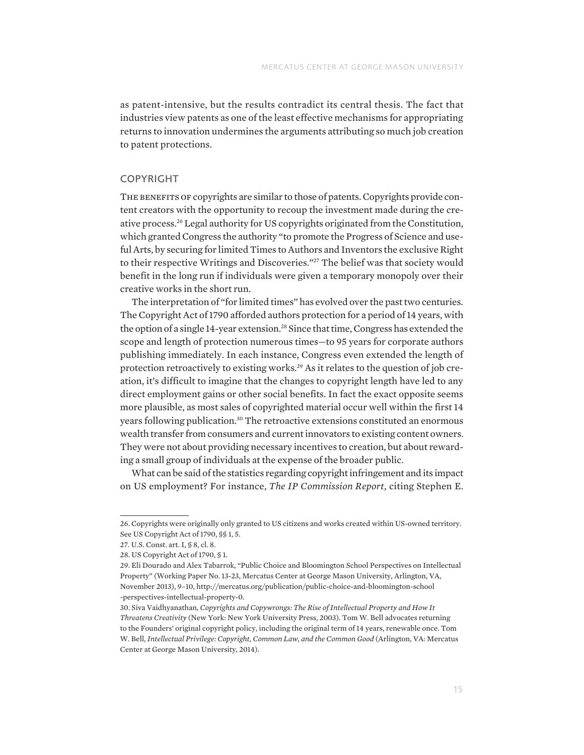as patent-intensive, but the results contradict its central thesis. The fact that industries view patents as one of the least effective mechanisms for appropriating returns to innovation undermines the arguments attributing so much job creation to patent protections.

## COPYRIGHT

The benefits of copyrights are similar to those of patents. Copyrights provide content creators with the opportunity to recoup the investment made during the creative process.[26] Legal authority for US copyrights originated from the Constitution, which granted Congress the authority "to promote the Progress of Science and useful Arts, by securing for limited Times to Authors and Inventors the exclusive Right to their respective Writings and Discoveries."[27] The belief was that society would benefit in the long run if individuals were given a temporary monopoly over their creative works in the short run.

The interpretation of "for limited times" has evolved over the past two centuries. The Copyright Act of 1790 afforded authors protection for a period of 14 years, with the option of a single 14-year extension.[28] Since that time, Congress has extended the scope and length of protection numerous times—to 95 years for corporate authors publishing immediately. In each instance, Congress even extended the length of protection retroactively to existing works.[29] As it relates to the question of job creation, it's difficult to imagine that the changes to copyright length have led to any direct employment gains or other social benefits. In fact the exact opposite seems more plausible, as most sales of copyrighted material occur well within the first 14 years following publication.[30] The retroactive extensions constituted an enormous wealth transfer from consumers and current innovators to existing content owners. They were not about providing necessary incentives to creation, but about rewarding a small group of individuals at the expense of the broader public.

What can be said of the statistics regarding copyright infringement and its impact on US employment? For instance, *The IP Commission Report*, citing Stephen E.

---

26. Copyrights were originally only granted to US citizens and works created within US-owned territory. See US Copyright Act of 1790, §§ 1, 5.

27. U.S. Const. art. I, § 8, cl. 8.

28. US Copyright Act of 1790, § 1.

29. Eli Dourado and Alex Tabarrok, "Public Choice and Bloomington School Perspectives on Intellectual Property" (Working Paper No. 13-23, Mercatus Center at George Mason University, Arlington, VA, November 2013), 9–10, http://mercatus.org/publication/public-choice-and-bloomington-school-perspectives-intellectual-property-0.

30. Siva Vaidhyanathan, *Copyrights and Copywrongs: The Rise of Intellectual Property and How It Threatens Creativity* (New York: New York University Press, 2003). Tom W. Bell advocates returning to the Founders' original copyright policy, including the original term of 14 years, renewable once. Tom W. Bell, *Intellectual Privilege: Copyright, Common Law, and the Common Good* (Arlington, VA: Mercatus Center at George Mason University, 2014).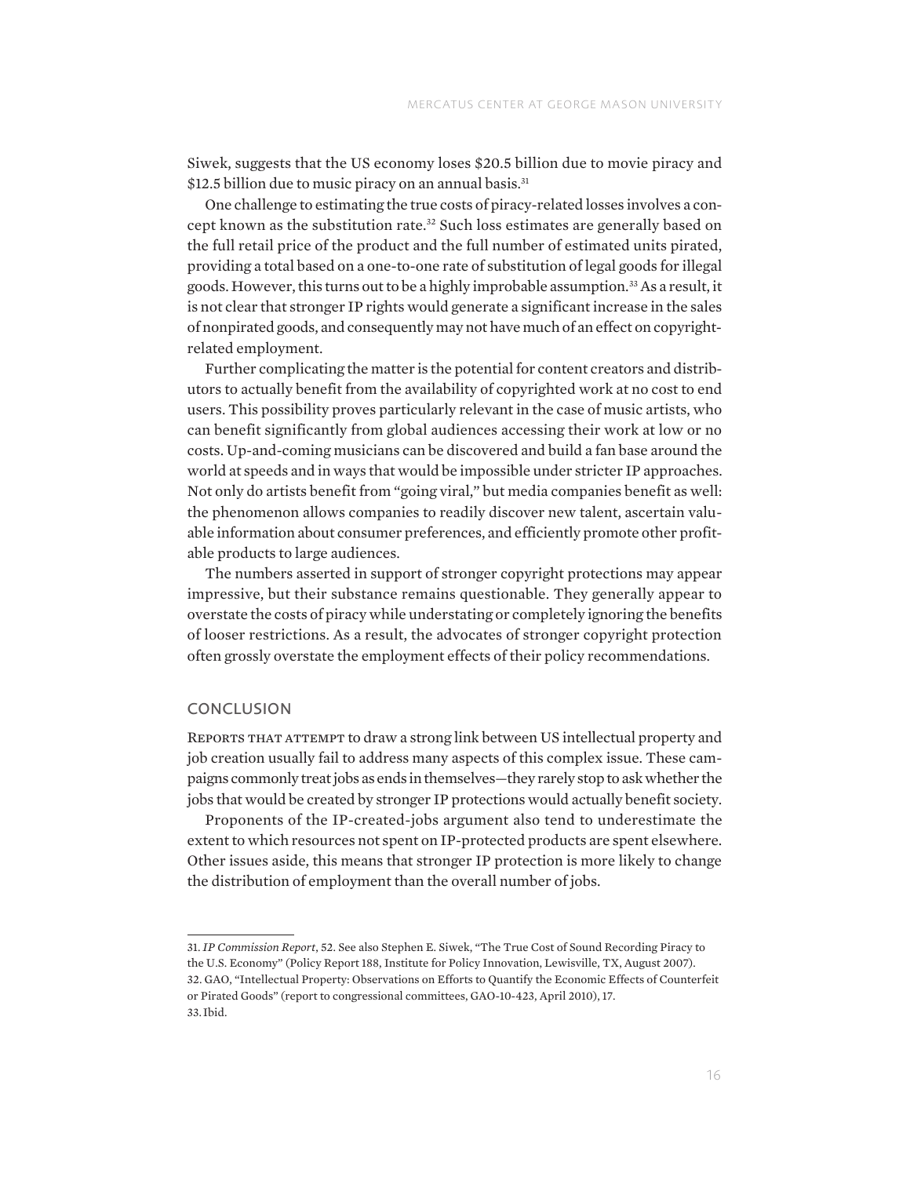Siwek, suggests that the US economy loses $20.5 billion due to movie piracy and $12.5 billion due to music piracy on an annual basis.[31]

One challenge to estimating the true costs of piracy-related losses involves a concept known as the substitution rate.[32] Such loss estimates are generally based on the full retail price of the product and the full number of estimated units pirated, providing a total based on a one-to-one rate of substitution of legal goods for illegal goods. However, this turns out to be a highly improbable assumption.[33] As a result, it is not clear that stronger IP rights would generate a significant increase in the sales of nonpirated goods, and consequently may not have much of an effect on copyright-related employment.

Further complicating the matter is the potential for content creators and distributors to actually benefit from the availability of copyrighted work at no cost to end users. This possibility proves particularly relevant in the case of music artists, who can benefit significantly from global audiences accessing their work at low or no costs. Up-and-coming musicians can be discovered and build a fan base around the world at speeds and in ways that would be impossible under stricter IP approaches. Not only do artists benefit from "going viral," but media companies benefit as well: the phenomenon allows companies to readily discover new talent, ascertain valuable information about consumer preferences, and efficiently promote other profitable products to large audiences.

The numbers asserted in support of stronger copyright protections may appear impressive, but their substance remains questionable. They generally appear to overstate the costs of piracy while understating or completely ignoring the benefits of looser restrictions. As a result, the advocates of stronger copyright protection often grossly overstate the employment effects of their policy recommendations.

## CONCLUSION

Reports that attempt to draw a strong link between US intellectual property and job creation usually fail to address many aspects of this complex issue. These campaigns commonly treat jobs as ends in themselves—they rarely stop to ask whether the jobs that would be created by stronger IP protections would actually benefit society.

Proponents of the IP-created-jobs argument also tend to underestimate the extent to which resources not spent on IP-protected products are spent elsewhere. Other issues aside, this means that stronger IP protection is more likely to change the distribution of employment than the overall number of jobs.

---

31. *IP Commission Report*, 52. See also Stephen E. Siwek, "The True Cost of Sound Recording Piracy to the U.S. Economy" (Policy Report 188, Institute for Policy Innovation, Lewisville, TX, August 2007).
32. GAO, "Intellectual Property: Observations on Efforts to Quantify the Economic Effects of Counterfeit or Pirated Goods" (report to congressional committees, GAO-10-423, April 2010), 17.
33. Ibid.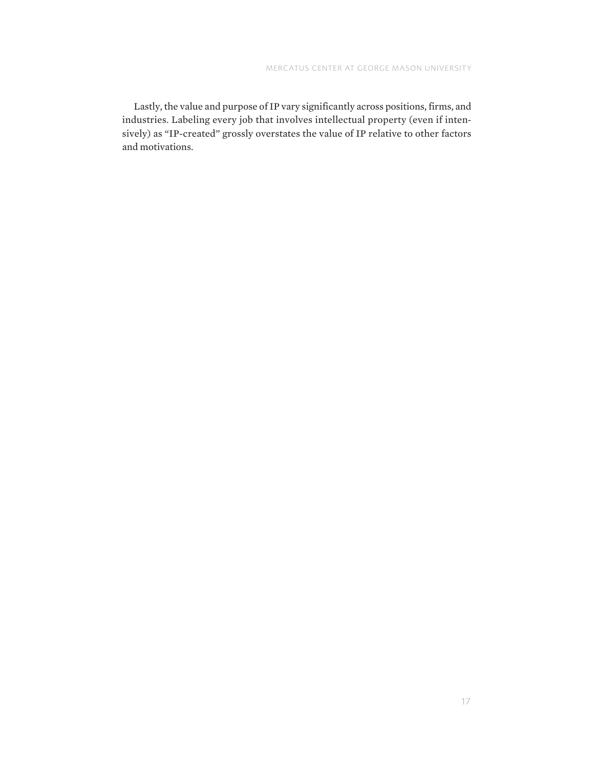Lastly, the value and purpose of IP vary significantly across positions, firms, and industries. Labeling every job that involves intellectual property (even if intensively) as "IP-created" grossly overstates the value of IP relative to other factors and motivations.